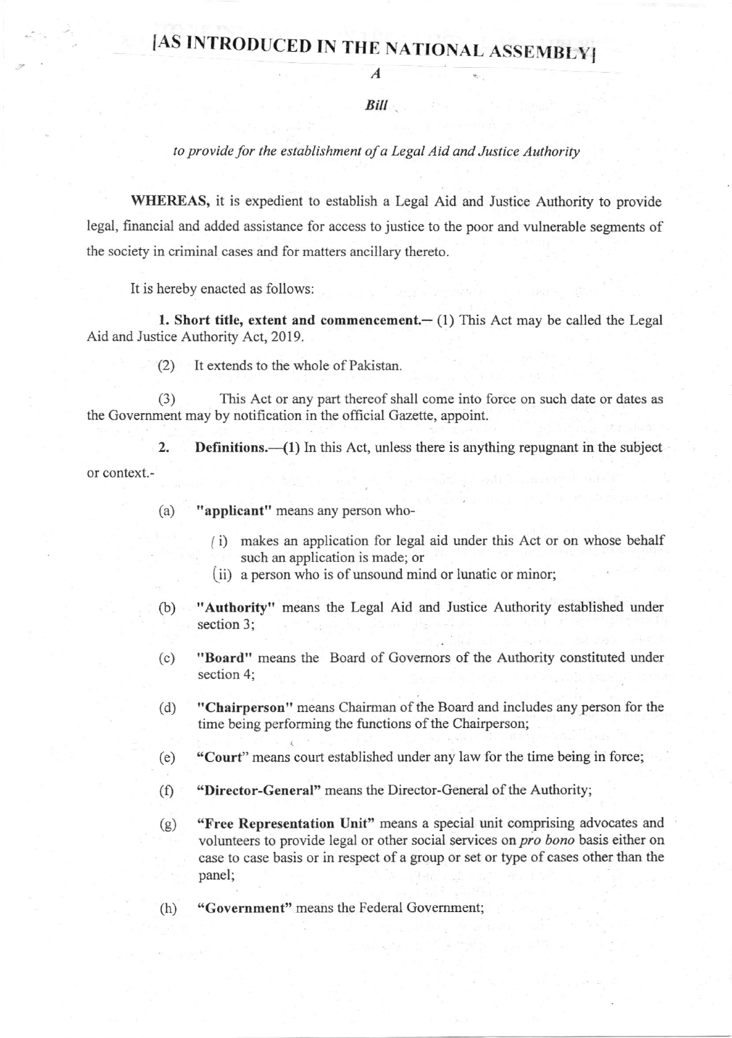# [AS INTRODUCED IN THE NATIONAL ASSEMBLY]

*A*

*Bill*

*to provide for the establishment of a Legal Aid and Justice Authority*

**WHEREAS,** it is expedient to establish a Legal Aid and Justice Authority to provide legal, financial and added assistance for access to justice to the poor and vulnerable segments of the society in criminal cases and for matters ancillary thereto.

It is hereby enacted as follows:

**1. Short title, extent and commencement.**— (1) This Act may be called the Legal Aid and Justice Authority Act, 2019.

(2) It extends to the whole of Pakistan.

(3) This Act or any part thereof shall come into force on such date or dates as the Government may by notification in the official Gazette, appoint.

**2. Definitions.**—(1) In this Act, unless there is anything repugnant in the subject or context.-

(a) **"applicant"** means any person who-

(i) makes an application for legal aid under this Act or on whose behalf such an application is made; or

(ii) a person who is of unsound mind or lunatic or minor;

(b) **"Authority"** means the Legal Aid and Justice Authority established under section 3;

(c) **"Board"** means the Board of Governors of the Authority constituted under section 4;

(d) **"Chairperson"** means Chairman of the Board and includes any person for the time being performing the functions of the Chairperson;

(e) **"Court"** means court established under any law for the time being in force;

(f) **"Director-General"** means the Director-General of the Authority;

(g) **"Free Representation Unit"** means a special unit comprising advocates and volunteers to provide legal or other social services on *pro bono* basis either on case to case basis or in respect of a group or set or type of cases other than the panel;

(h) **"Government"** means the Federal Government;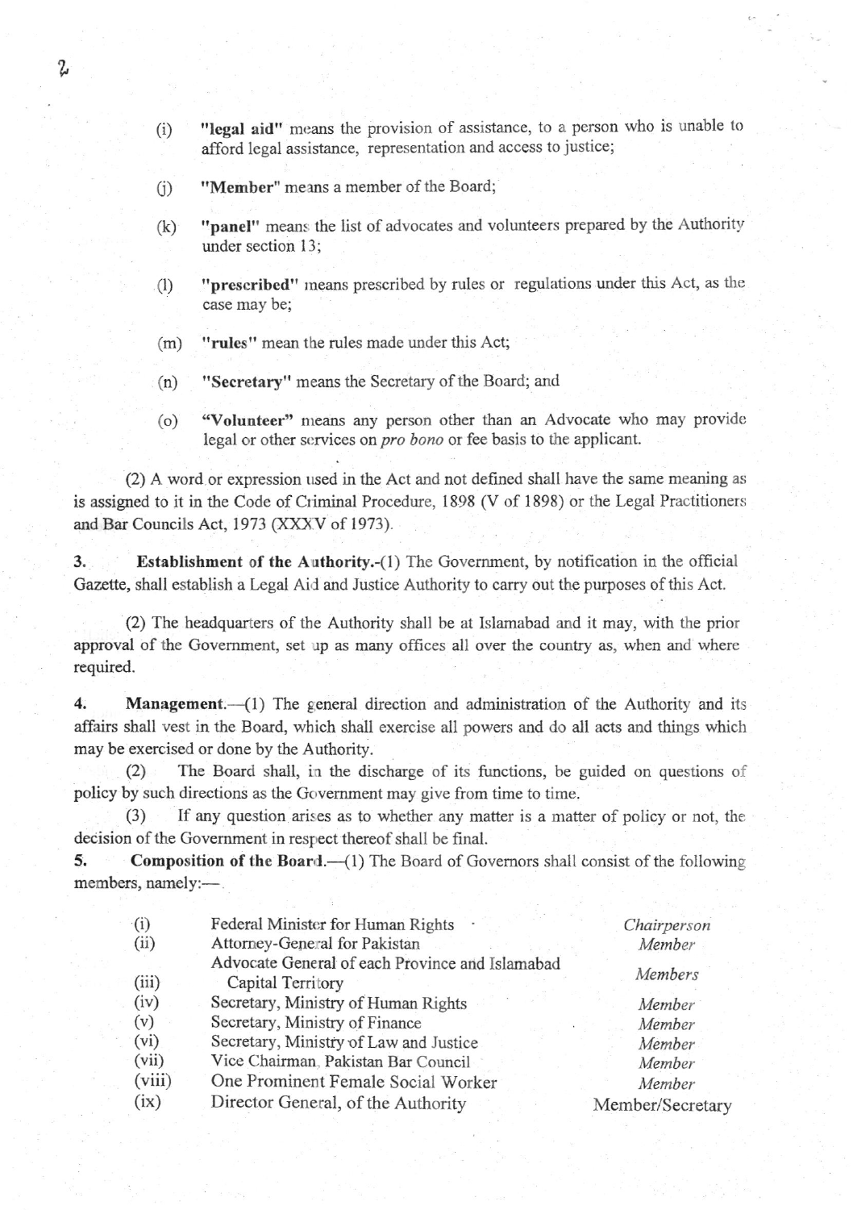(i) **"legal aid"** means the provision of assistance, to a person who is unable to afford legal assistance, representation and access to justice;

(j) **"Member"** means a member of the Board;

(k) **"panel"** means the list of advocates and volunteers prepared by the Authority under section 13;

(l) **"prescribed"** means prescribed by rules or regulations under this Act, as the case may be;

(m) **"rules"** mean the rules made under this Act;

(n) **"Secretary"** means the Secretary of the Board; and

(o) **"Volunteer"** means any person other than an Advocate who may provide legal or other services on *pro bono* or fee basis to the applicant.

(2) A word or expression used in the Act and not defined shall have the same meaning as is assigned to it in the Code of Criminal Procedure, 1898 (V of 1898) or the Legal Practitioners and Bar Councils Act, 1973 (XXXV of 1973).

3. **Establishment of the Authority.**-(1) The Government, by notification in the official Gazette, shall establish a Legal Aid and Justice Authority to carry out the purposes of this Act.

(2) The headquarters of the Authority shall be at Islamabad and it may, with the prior approval of the Government, set up as many offices all over the country as, when and where required.

4. **Management.**—(1) The general direction and administration of the Authority and its affairs shall vest in the Board, which shall exercise all powers and do all acts and things which may be exercised or done by the Authority.

(2) The Board shall, in the discharge of its functions, be guided on questions of policy by such directions as the Government may give from time to time.

(3) If any question arises as to whether any matter is a matter of policy or not, the decision of the Government in respect thereof shall be final.

5. **Composition of the Board.**—(1) The Board of Governors shall consist of the following members, namely:—

| | | |
|---|---|---|
| (i) | Federal Minister for Human Rights | *Chairperson* |
| (ii) | Attorney-General for Pakistan | *Member* |
| (iii) | Advocate General of each Province and Islamabad Capital Territory | *Members* |
| (iv) | Secretary, Ministry of Human Rights | *Member* |
| (v) | Secretary, Ministry of Finance | *Member* |
| (vi) | Secretary, Ministry of Law and Justice | *Member* |
| (vii) | Vice Chairman, Pakistan Bar Council | *Member* |
| (viii) | One Prominent Female Social Worker | *Member* |
| (ix) | Director General, of the Authority | Member/Secretary |